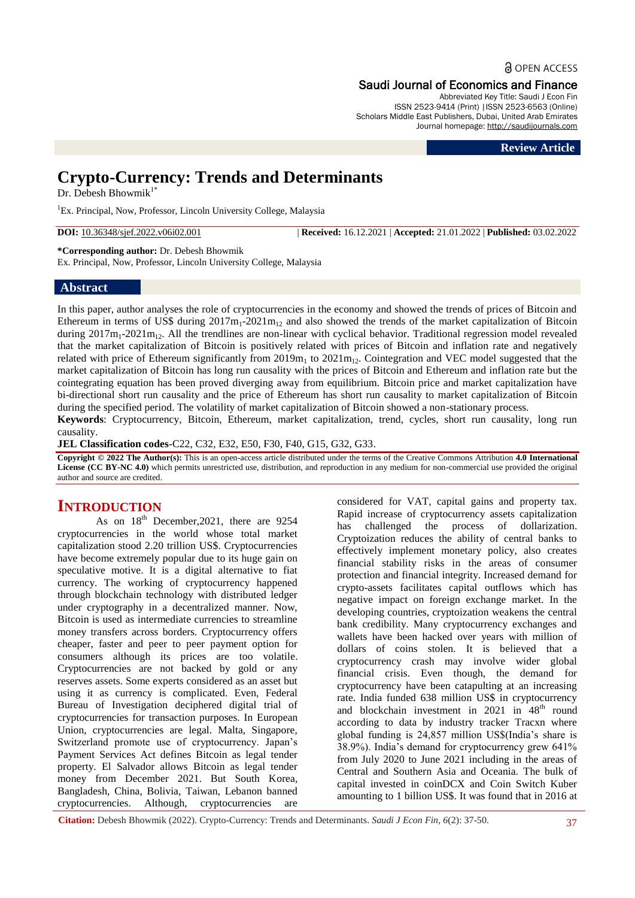OPEN ACCESS

Saudi Journal of Economics and Finance
Abbreviated Key Title: Saudi J Econ Fin
ISSN 2523-9414 (Print) | ISSN 2523-6563 (Online)
Scholars Middle East Publishers, Dubai, United Arab Emirates
Journal homepage: http://saudijournals.com

**Review Article**

# Crypto-Currency: Trends and Determinants

Dr. Debesh Bhowmik[1*]

[1]Ex. Principal, Now, Professor, Lincoln University College, Malaysia

**DOI:** 10.36348/sjef.2022.v06i02.001 | **Received:** 16.12.2021 | **Accepted:** 21.01.2022 | **Published:** 03.02.2022

**\*Corresponding author:** Dr. Debesh Bhowmik
Ex. Principal, Now, Professor, Lincoln University College, Malaysia

## Abstract

In this paper, author analyses the role of cryptocurrencies in the economy and showed the trends of prices of Bitcoin and Ethereum in terms of US$ during $2017m_1$-$2021m_{12}$ and also showed the trends of the market capitalization of Bitcoin during $2017m_1$-$2021m_{12}$. All the trendlines are non-linear with cyclical behavior. Traditional regression model revealed that the market capitalization of Bitcoin is positively related with prices of Bitcoin and inflation rate and negatively related with price of Ethereum significantly from $2019m_1$ to $2021m_{12}$. Cointegration and VEC model suggested that the market capitalization of Bitcoin has long run causality with the prices of Bitcoin and Ethereum and inflation rate but the cointegrating equation has been proved diverging away from equilibrium. Bitcoin price and market capitalization have bi-directional short run causality and the price of Ethereum has short run causality to market capitalization of Bitcoin during the specified period. The volatility of market capitalization of Bitcoin showed a non-stationary process.

**Keywords**: Cryptocurrency, Bitcoin, Ethereum, market capitalization, trend, cycles, short run causality, long run causality.

**JEL Classification codes**-C22, C32, E32, E50, F30, F40, G15, G32, G33.

**Copyright © 2022 The Author(s):** This is an open-access article distributed under the terms of the Creative Commons Attribution **4.0 International License (CC BY-NC 4.0)** which permits unrestricted use, distribution, and reproduction in any medium for non-commercial use provided the original author and source are credited.

## INTRODUCTION

As on 18th December,2021, there are 9254 cryptocurrencies in the world whose total market capitalization stood 2.20 trillion US$. Cryptocurrencies have become extremely popular due to its huge gain on speculative motive. It is a digital alternative to fiat currency. The working of cryptocurrency happened through blockchain technology with distributed ledger under cryptography in a decentralized manner. Now, Bitcoin is used as intermediate currencies to streamline money transfers across borders. Cryptocurrency offers cheaper, faster and peer to peer payment option for consumers although its prices are too volatile. Cryptocurrencies are not backed by gold or any reserves assets. Some experts considered as an asset but using it as currency is complicated. Even, Federal Bureau of Investigation deciphered digital trial of cryptocurrencies for transaction purposes. In European Union, cryptocurrencies are legal. Malta, Singapore, Switzerland promote use of cryptocurrency. Japan's Payment Services Act defines Bitcoin as legal tender property. El Salvador allows Bitcoin as legal tender money from December 2021. But South Korea, Bangladesh, China, Bolivia, Taiwan, Lebanon banned cryptocurrencies. Although, cryptocurrencies are considered for VAT, capital gains and property tax. Rapid increase of cryptocurrency assets capitalization has challenged the process of dollarization. Cryptoization reduces the ability of central banks to effectively implement monetary policy, also creates financial stability risks in the areas of consumer protection and financial integrity. Increased demand for crypto-assets facilitates capital outflows which has negative impact on foreign exchange market. In the developing countries, cryptoization weakens the central bank credibility. Many cryptocurrency exchanges and wallets have been hacked over years with million of dollars of coins stolen. It is believed that a cryptocurrency crash may involve wider global financial crisis. Even though, the demand for cryptocurrency have been catapulting at an increasing rate. India funded 638 million US$ in cryptocurrency and blockchain investment in 2021 in 48th round according to data by industry tracker Tracxn where global funding is 24,857 million US$(India's share is 38.9%). India's demand for cryptocurrency grew 641% from July 2020 to June 2021 including in the areas of Central and Southern Asia and Oceania. The bulk of capital invested in coinDCX and Coin Switch Kuber amounting to 1 billion US$. It was found that in 2016 at

**Citation:** Debesh Bhowmik (2022). Crypto-Currency: Trends and Determinants. *Saudi J Econ Fin, 6*(2): 37-50.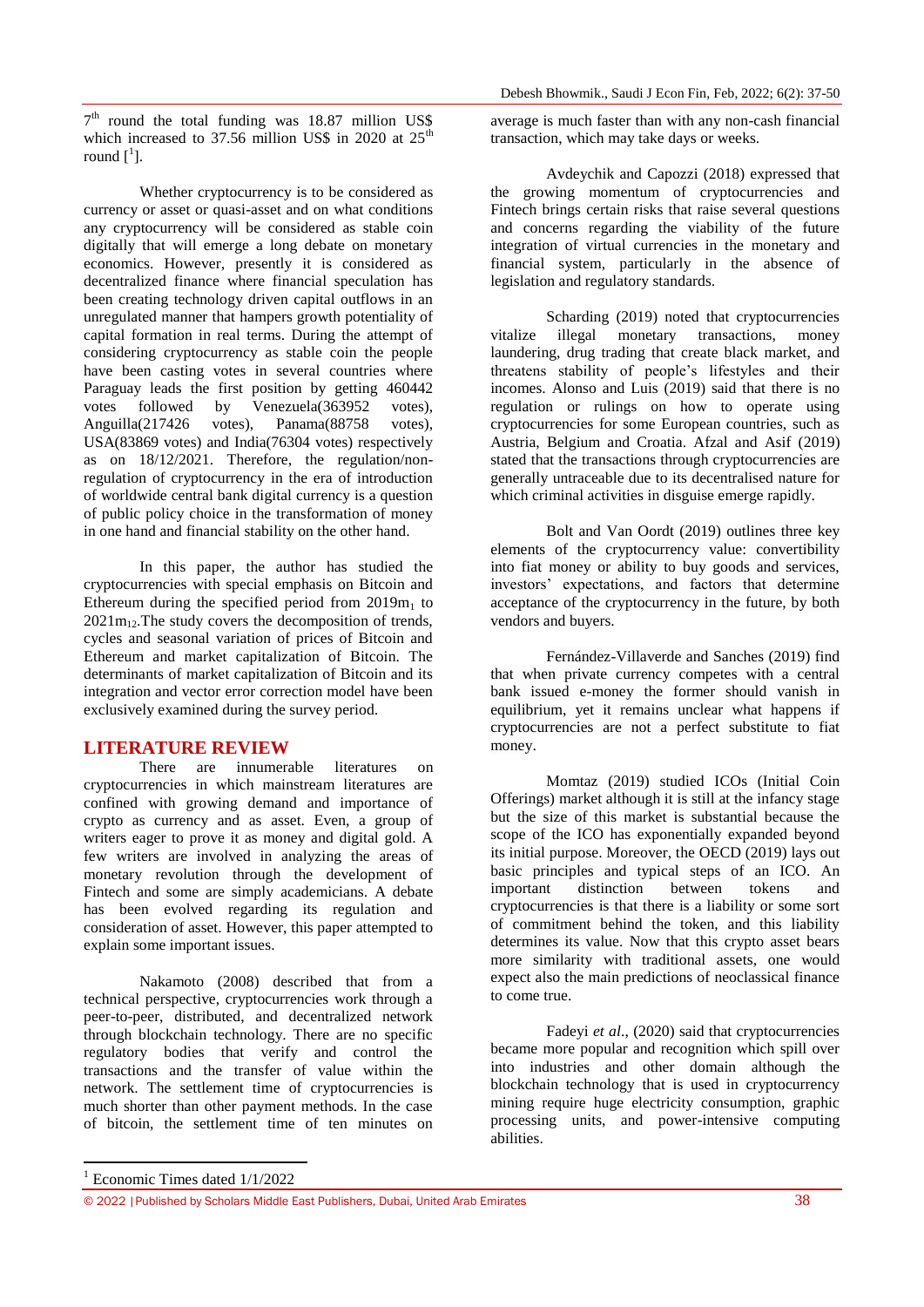7th round the total funding was 18.87 million US$ which increased to 37.56 million US$ in 2020 at 25th round [1].

Whether cryptocurrency is to be considered as currency or asset or quasi-asset and on what conditions any cryptocurrency will be considered as stable coin digitally that will emerge a long debate on monetary economics. However, presently it is considered as decentralized finance where financial speculation has been creating technology driven capital outflows in an unregulated manner that hampers growth potentiality of capital formation in real terms. During the attempt of considering cryptocurrency as stable coin the people have been casting votes in several countries where Paraguay leads the first position by getting 460442 votes followed by Venezuela(363952 votes), Anguilla(217426 votes), Panama(88758 votes), USA(83869 votes) and India(76304 votes) respectively as on 18/12/2021. Therefore, the regulation/non-regulation of cryptocurrency in the era of introduction of worldwide central bank digital currency is a question of public policy choice in the transformation of money in one hand and financial stability on the other hand.

In this paper, the author has studied the cryptocurrencies with special emphasis on Bitcoin and Ethereum during the specified period from $2019m_1$ to $2021m_{12}$. The study covers the decomposition of trends, cycles and seasonal variation of prices of Bitcoin and Ethereum and market capitalization of Bitcoin. The determinants of market capitalization of Bitcoin and its integration and vector error correction model have been exclusively examined during the survey period.

## LITERATURE REVIEW

There are innumerable literatures on cryptocurrencies in which mainstream literatures are confined with growing demand and importance of crypto as currency and as asset. Even, a group of writers eager to prove it as money and digital gold. A few writers are involved in analyzing the areas of monetary revolution through the development of Fintech and some are simply academicians. A debate has been evolved regarding its regulation and consideration of asset. However, this paper attempted to explain some important issues.

Nakamoto (2008) described that from a technical perspective, cryptocurrencies work through a peer-to-peer, distributed, and decentralized network through blockchain technology. There are no specific regulatory bodies that verify and control the transactions and the transfer of value within the network. The settlement time of cryptocurrencies is much shorter than other payment methods. In the case of bitcoin, the settlement time of ten minutes on average is much faster than with any non-cash financial transaction, which may take days or weeks.

Avdeychik and Capozzi (2018) expressed that the growing momentum of cryptocurrencies and Fintech brings certain risks that raise several questions and concerns regarding the viability of the future integration of virtual currencies in the monetary and financial system, particularly in the absence of legislation and regulatory standards.

Scharding (2019) noted that cryptocurrencies vitalize illegal monetary transactions, money laundering, drug trading that create black market, and threatens stability of people's lifestyles and their incomes. Alonso and Luis (2019) said that there is no regulation or rulings on how to operate using cryptocurrencies for some European countries, such as Austria, Belgium and Croatia. Afzal and Asif (2019) stated that the transactions through cryptocurrencies are generally untraceable due to its decentralised nature for which criminal activities in disguise emerge rapidly.

Bolt and Van Oordt (2019) outlines three key elements of the cryptocurrency value: convertibility into fiat money or ability to buy goods and services, investors' expectations, and factors that determine acceptance of the cryptocurrency in the future, by both vendors and buyers.

Fernández-Villaverde and Sanches (2019) find that when private currency competes with a central bank issued e-money the former should vanish in equilibrium, yet it remains unclear what happens if cryptocurrencies are not a perfect substitute to fiat money.

Momtaz (2019) studied ICOs (Initial Coin Offerings) market although it is still at the infancy stage but the size of this market is substantial because the scope of the ICO has exponentially expanded beyond its initial purpose. Moreover, the OECD (2019) lays out basic principles and typical steps of an ICO. An important distinction between tokens and cryptocurrencies is that there is a liability or some sort of commitment behind the token, and this liability determines its value. Now that this crypto asset bears more similarity with traditional assets, one would expect also the main predictions of neoclassical finance to come true.

Fadeyi *et al*., (2020) said that cryptocurrencies became more popular and recognition which spill over into industries and other domain although the blockchain technology that is used in cryptocurrency mining require huge electricity consumption, graphic processing units, and power-intensive computing abilities.

[1] Economic Times dated 1/1/2022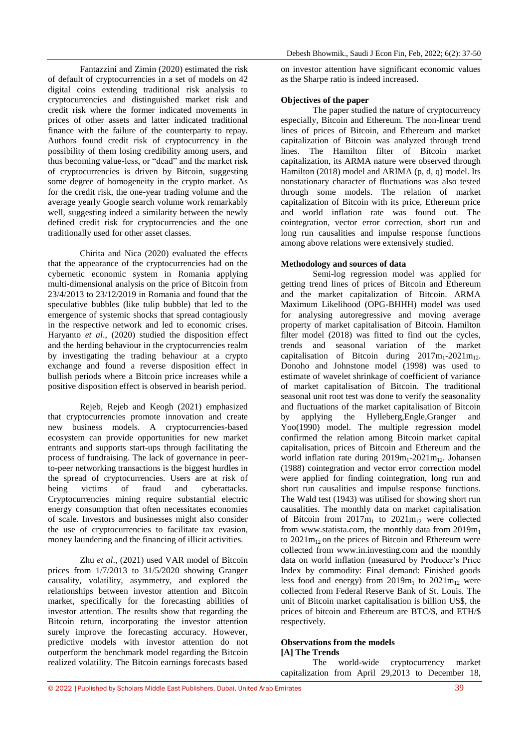Fantazzini and Zimin (2020) estimated the risk of default of cryptocurrencies in a set of models on 42 digital coins extending traditional risk analysis to cryptocurrencies and distinguished market risk and credit risk where the former indicated movements in prices of other assets and latter indicated traditional finance with the failure of the counterparty to repay. Authors found credit risk of cryptocurrency in the possibility of them losing credibility among users, and thus becoming value-less, or "dead" and the market risk of cryptocurrencies is driven by Bitcoin, suggesting some degree of homogeneity in the crypto market. As for the credit risk, the one-year trading volume and the average yearly Google search volume work remarkably well, suggesting indeed a similarity between the newly defined credit risk for cryptocurrencies and the one traditionally used for other asset classes.

Chirita and Nica (2020) evaluated the effects that the appearance of the cryptocurrencies had on the cybernetic economic system in Romania applying multi-dimensional analysis on the price of Bitcoin from 23/4/2013 to 23/12/2019 in Romania and found that the speculative bubbles (like tulip bubble) that led to the emergence of systemic shocks that spread contagiously in the respective network and led to economic crises. Haryanto *et al*., (2020) studied the disposition effect and the herding behaviour in the cryptocurrencies realm by investigating the trading behaviour at a crypto exchange and found a reverse disposition effect in bullish periods where a Bitcoin price increases while a positive disposition effect is observed in bearish period.

Rejeb, Rejeb and Keogh (2021) emphasized that cryptocurrencies promote innovation and create new business models. A cryptocurrencies-based ecosystem can provide opportunities for new market entrants and supports start-ups through facilitating the process of fundraising. The lack of governance in peer-to-peer networking transactions is the biggest hurdles in the spread of cryptocurrencies. Users are at risk of being victims of fraud and cyberattacks. Cryptocurrencies mining require substantial electric energy consumption that often necessitates economies of scale. Investors and businesses might also consider the use of cryptocurrencies to facilitate tax evasion, money laundering and the financing of illicit activities.

Zhu *et al*., (2021) used VAR model of Bitcoin prices from 1/7/2013 to 31/5/2020 showing Granger causality, volatility, asymmetry, and explored the relationships between investor attention and Bitcoin market, specifically for the forecasting abilities of investor attention. The results show that regarding the Bitcoin return, incorporating the investor attention surely improve the forecasting accuracy. However, predictive models with investor attention do not outperform the benchmark model regarding the Bitcoin realized volatility. The Bitcoin earnings forecasts based on investor attention have significant economic values as the Sharpe ratio is indeed increased.

**Objectives of the paper**

The paper studied the nature of cryptocurrency especially, Bitcoin and Ethereum. The non-linear trend lines of prices of Bitcoin, and Ethereum and market capitalization of Bitcoin was analyzed through trend lines. The Hamilton filter of Bitcoin market capitalization, its ARMA nature were observed through Hamilton (2018) model and ARIMA (p, d, q) model. Its nonstationary character of fluctuations was also tested through some models. The relation of market capitalization of Bitcoin with its price, Ethereum price and world inflation rate was found out. The cointegration, vector error correction, short run and long run causalities and impulse response functions among above relations were extensively studied.

**Methodology and sources of data**

Semi-log regression model was applied for getting trend lines of prices of Bitcoin and Ethereum and the market capitalization of Bitcoin. ARMA Maximum Likelihood (OPG-BHHH) model was used for analysing autoregressive and moving average property of market capitalisation of Bitcoin. Hamilton filter model (2018) was fitted to find out the cycles, trends and seasonal variation of the market capitalisation of Bitcoin during $2017m_1$-$2021m_{12}$. Donoho and Johnstone model (1998) was used to estimate of wavelet shrinkage of coefficient of variance of market capitalisation of Bitcoin. The traditional seasonal unit root test was done to verify the seasonality and fluctuations of the market capitalisation of Bitcoin by applying the Hylleberg,Engle,Granger and Yoo(1990) model. The multiple regression model confirmed the relation among Bitcoin market capital capitalisation, prices of Bitcoin and Ethereum and the world inflation rate during $2019m_1$-$2021m_{12}$. Johansen (1988) cointegration and vector error correction model were applied for finding cointegration, long run and short run causalities and impulse response functions. The Wald test (1943) was utilised for showing short run causalities. The monthly data on market capitalisation of Bitcoin from $2017m_1$ to $2021m_{12}$ were collected from www.statista.com, the monthly data from $2019m_1$ to $2021m_{12}$ on the prices of Bitcoin and Ethereum were collected from www.in.investing.com and the monthly data on world inflation (measured by Producer's Price Index by commodity: Final demand: Finished goods less food and energy) from $2019m_1$ to $2021m_{12}$ were collected from Federal Reserve Bank of St. Louis. The unit of Bitcoin market capitalisation is billion US$, the prices of bitcoin and Ethereum are BTC/$, and ETH/$ respectively.

**Observations from the models**

**[A] The Trends**

The world-wide cryptocurrency market capitalization from April 29,2013 to December 18,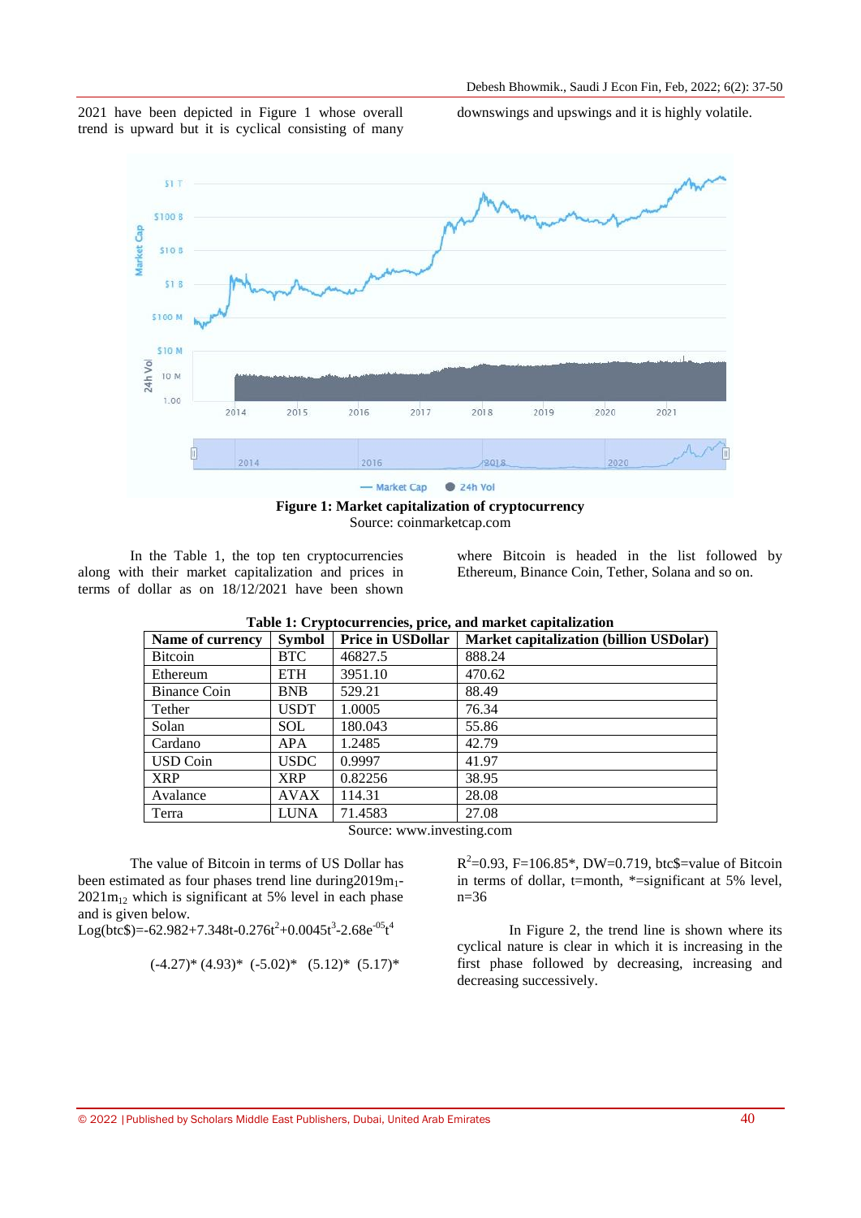2021 have been depicted in Figure 1 whose overall trend is upward but it is cyclical consisting of many downswings and upswings and it is highly volatile.

**Figure 1: Market capitalization of cryptocurrency**
Source: coinmarketcap.com

In the Table 1, the top ten cryptocurrencies along with their market capitalization and prices in terms of dollar as on 18/12/2021 have been shown where Bitcoin is headed in the list followed by Ethereum, Binance Coin, Tether, Solana and so on.

**Table 1: Cryptocurrencies, price, and market capitalization**

| Name of currency | Symbol | Price in USDollar | Market capitalization (billion USDolar) |
|---|---|---|---|
| Bitcoin | BTC | 46827.5 | 888.24 |
| Ethereum | ETH | 3951.10 | 470.62 |
| Binance Coin | BNB | 529.21 | 88.49 |
| Tether | USDT | 1.0005 | 76.34 |
| Solan | SOL | 180.043 | 55.86 |
| Cardano | APA | 1.2485 | 42.79 |
| USD Coin | USDC | 0.9997 | 41.97 |
| XRP | XRP | 0.82256 | 38.95 |
| Avalance | AVAX | 114.31 | 28.08 |
| Terra | LUNA | 71.4583 | 27.08 |

Source: www.investing.com

The value of Bitcoin in terms of US Dollar has been estimated as four phases trend line during2019$m_1$-2021$m_{12}$ which is significant at 5% level in each phase and is given below.

$$Log(btc\$)=-62.982+7.348t-0.276t^2+0.0045t^3-2.68e^{-05}t^4$$

$$(-4.27)^*\ (4.93)^*\ (-5.02)^*\ \ (5.12)^*\ \ (5.17)^*$$

$R^2$=0.93, F=106.85*, DW=0.719, btc$=value of Bitcoin in terms of dollar, t=month, *=significant at 5% level, n=36

In Figure 2, the trend line is shown where its cyclical nature is clear in which it is increasing in the first phase followed by decreasing, increasing and decreasing successively.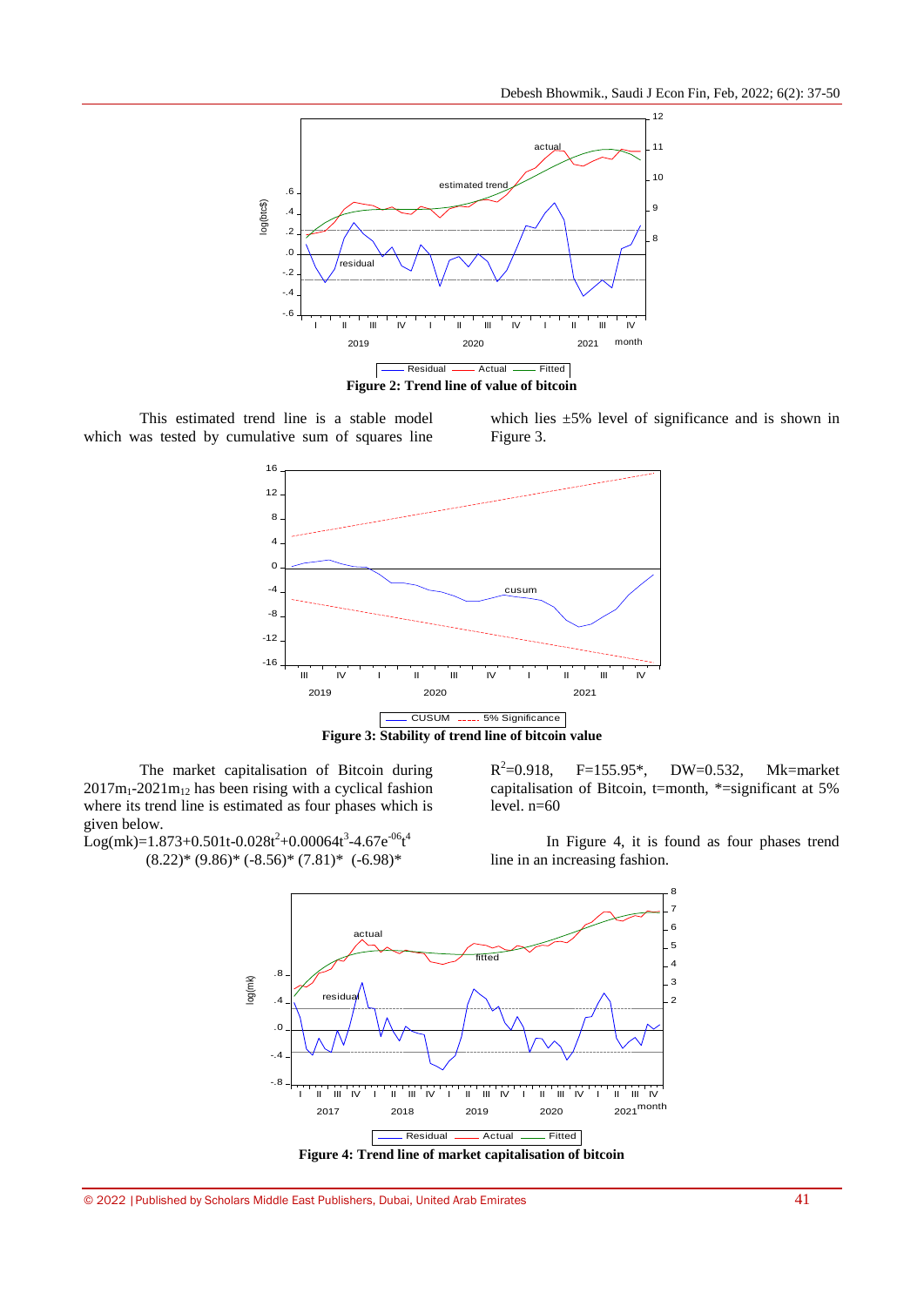**Figure 2: Trend line of value of bitcoin**

This estimated trend line is a stable model which was tested by cumulative sum of squares line which lies ±5% level of significance and is shown in Figure 3.

**Figure 3: Stability of trend line of bitcoin value**

The market capitalisation of Bitcoin during $2017m_1$-$2021m_{12}$ has been rising with a cyclical fashion where its trend line is estimated as four phases which is given below.

$$\text{Log(mk)}=1.873+0.501t-0.028t^2+0.00064t^3-4.67e^{-06}t^4$$
$$(8.22)^* \quad (9.86)^* \quad (-8.56)^* \quad (7.81)^* \quad (-6.98)^*$$

$R^2=0.918$, $F=155.95^*$, DW=0.532, Mk=market capitalisation of Bitcoin, t=month, *=significant at 5% level. n=60

In Figure 4, it is found as four phases trend line in an increasing fashion.

**Figure 4: Trend line of market capitalisation of bitcoin**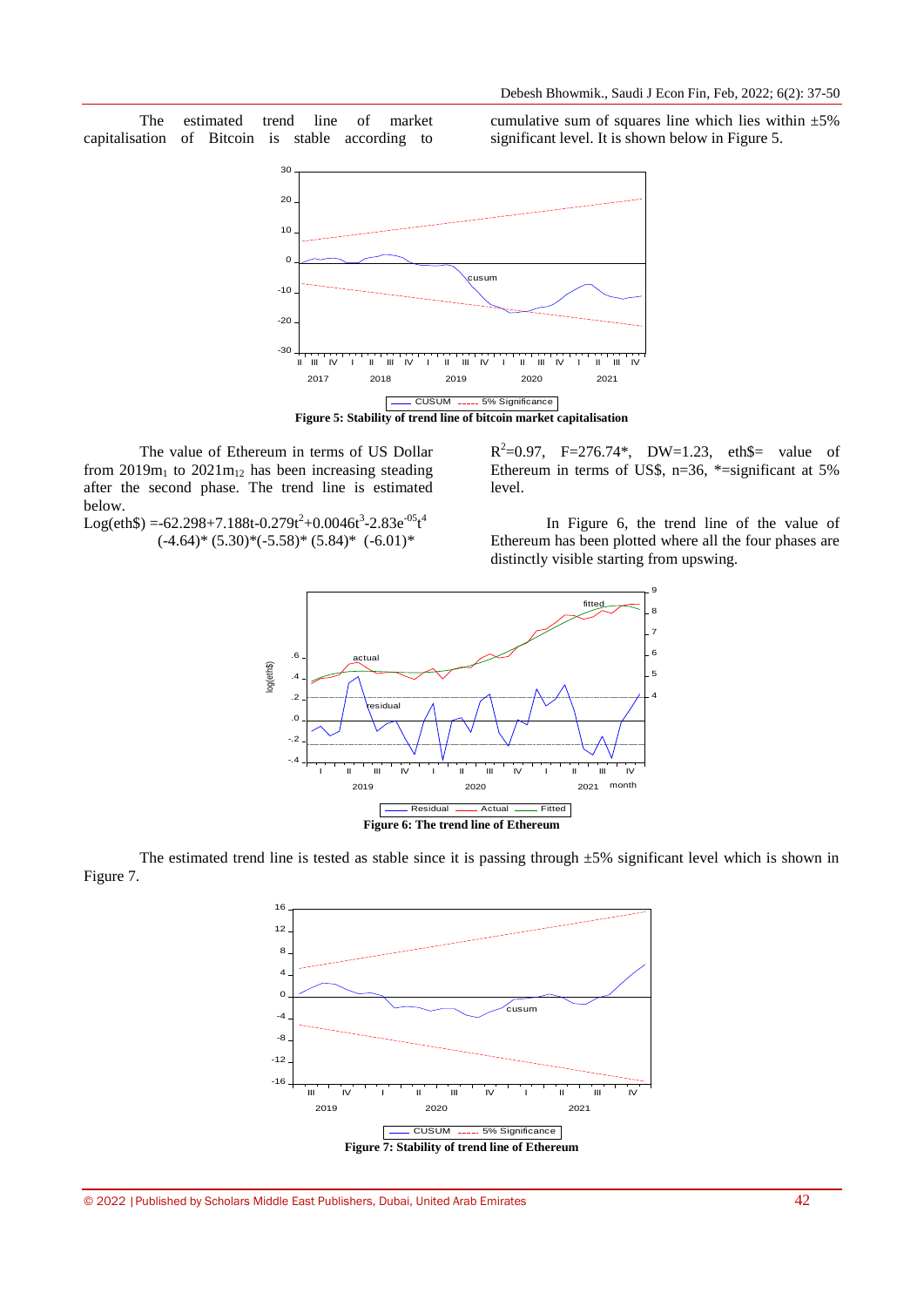The estimated trend line of market capitalisation of Bitcoin is stable according to cumulative sum of squares line which lies within ±5% significant level. It is shown below in Figure 5.

**Figure 5: Stability of trend line of bitcoin market capitalisation**

The value of Ethereum in terms of US Dollar from $2019m_1$ to $2021m_{12}$ has been increasing steading after the second phase. The trend line is estimated below.

$$\text{Log(eth\$)} = -62.298 + 7.188t - 0.279t^2 + 0.0046t^3 - 2.83e^{-05}t^4$$
$$(-4.64)^* \quad (5.30)^* (-5.58)^* \quad (5.84)^* \quad (-6.01)^*$$

$R^2=0.97$, $F=276.74^*$, DW=1.23, eth\$= value of Ethereum in terms of US\$, n=36, *=significant at 5% level.

In Figure 6, the trend line of the value of Ethereum has been plotted where all the four phases are distinctly visible starting from upswing.

**Figure 6: The trend line of Ethereum**

The estimated trend line is tested as stable since it is passing through ±5% significant level which is shown in Figure 7.

**Figure 7: Stability of trend line of Ethereum**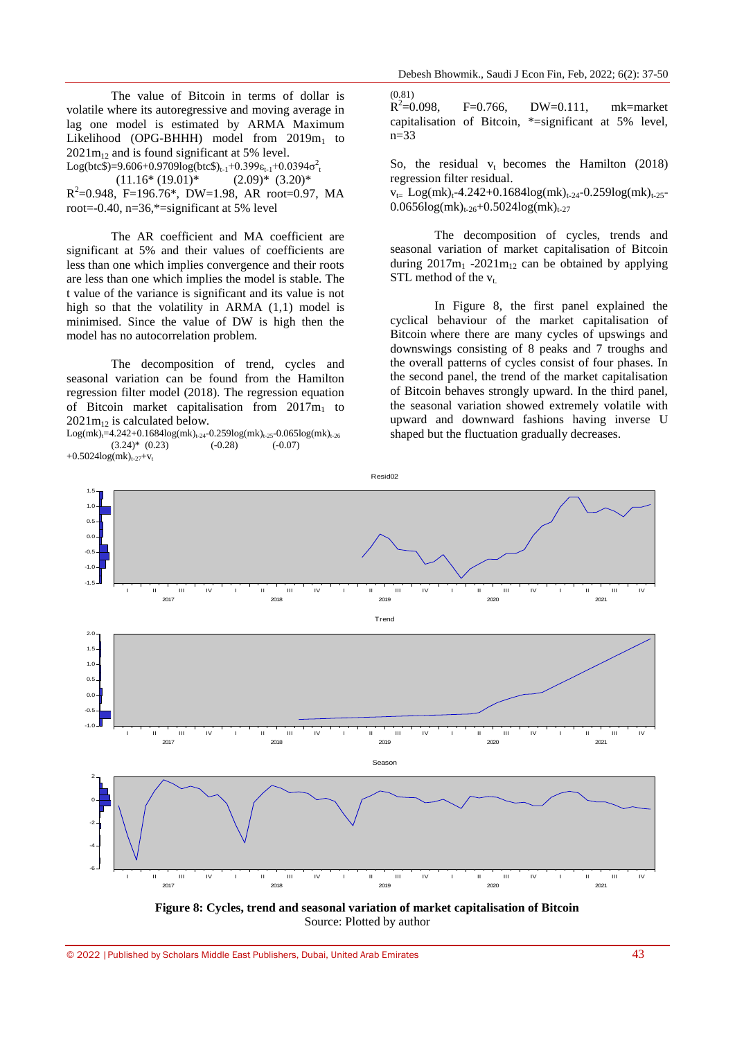The value of Bitcoin in terms of dollar is volatile where its autoregressive and moving average in lag one model is estimated by ARMA Maximum Likelihood (OPG-BHHH) model from $2019m_1$ to $2021m_{12}$ and is found significant at 5% level.

$$\text{Log(btc\$)}=9.606+0.9709\log(\text{btc\$})_{t-1}+0.399\varepsilon_{t-1}+0.0394\sigma^2_t$$

(11.16\*) (19.01)\* (2.09)\* (3.20)\*

$R^2$=0.948, F=196.76\*, DW=1.98, AR root=0.97, MA root=-0.40, n=36,\*=significant at 5% level

The AR coefficient and MA coefficient are significant at 5% and their values of coefficients are less than one which implies convergence and their roots are less than one which implies the model is stable. The t value of the variance is significant and its value is not high so that the volatility in ARMA (1,1) model is minimised. Since the value of DW is high then the model has no autocorrelation problem.

The decomposition of trend, cycles and seasonal variation can be found from the Hamilton regression filter model (2018). The regression equation of Bitcoin market capitalisation from $2017m_1$ to $2021m_{12}$ is calculated below.

$$\text{Log(mk)}_t=4.242+0.1684\log(\text{mk})_{t-24}-0.259\log(\text{mk})_{t-25}-0.065\log(\text{mk})_{t-26}+0.5024\log(\text{mk})_{t-27}+v_t$$

(3.24)\* (0.23) (-0.28) (-0.07) (0.81)

$R^2$=0.098, F=0.766, DW=0.111, mk=market capitalisation of Bitcoin, \*=significant at 5% level, n=33

So, the residual $v_t$ becomes the Hamilton (2018) regression filter residual.

$$v_t = \text{Log(mk)}_t-4.242+0.1684\log(\text{mk})_{t-24}-0.259\log(\text{mk})_{t-25}-0.0656\log(\text{mk})_{t-26}+0.5024\log(\text{mk})_{t-27}$$

The decomposition of cycles, trends and seasonal variation of market capitalisation of Bitcoin during $2017m_1$ -$2021m_{12}$ can be obtained by applying STL method of the $v_t$.

In Figure 8, the first panel explained the cyclical behaviour of the market capitalisation of Bitcoin where there are many cycles of upswings and downswings consisting of 8 peaks and 7 troughs and the overall patterns of cycles consist of four phases. In the second panel, the trend of the market capitalisation of Bitcoin behaves strongly upward. In the third panel, the seasonal variation showed extremely volatile with upward and downward fashions having inverse U shaped but the fluctuation gradually decreases.

**Figure 8: Cycles, trend and seasonal variation of market capitalisation of Bitcoin**
Source: Plotted by author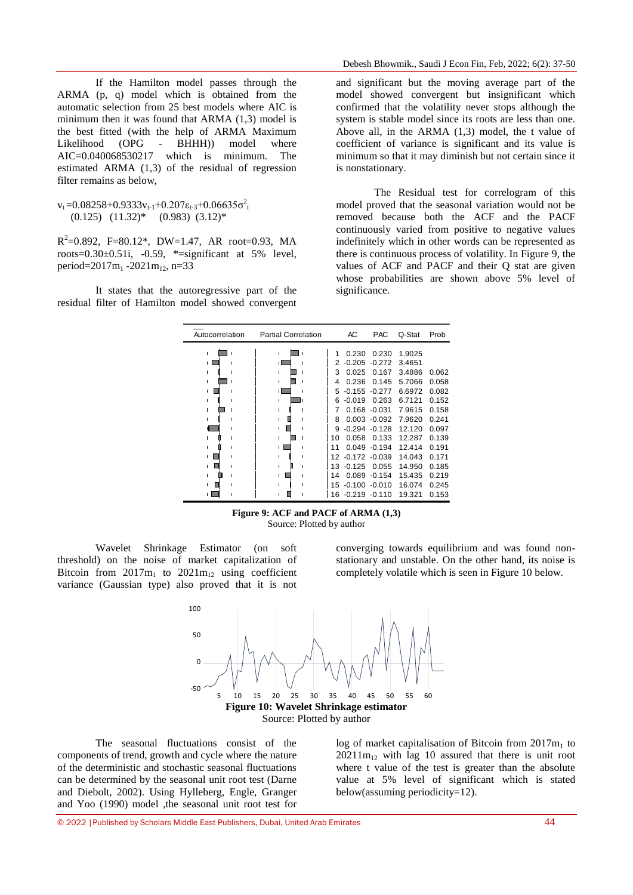If the Hamilton model passes through the ARMA (p, q) model which is obtained from the automatic selection from 25 best models where AIC is minimum then it was found that ARMA (1,3) model is the best fitted (with the help of ARMA Maximum Likelihood (OPG - BHHH)) model where AIC=0.040068530217 which is minimum. The estimated ARMA (1,3) of the residual of regression filter remains as below,

$$v_t = 0.08258 + 0.9333 v_{t-1} + 0.207 \varepsilon_{t-3} + 0.06635 \sigma^2_t$$
$$(0.125) \quad (11.32)^* \quad (0.983) \quad (3.12)^*$$

$R^2$=0.892, F=80.12*, DW=1.47, AR root=0.93, MA roots=0.30±0.51i, -0.59, *=significant at 5% level, period=$2017m_1$ -$2021m_{12}$, n=33

It states that the autoregressive part of the residual filter of Hamilton model showed convergent and significant but the moving average part of the model showed convergent but insignificant which confirmed that the volatility never stops although the system is stable model since its roots are less than one. Above all, in the ARMA (1,3) model, the t value of coefficient of variance is significant and its value is minimum so that it may diminish but not certain since it is nonstationary.

The Residual test for correlogram of this model proved that the seasonal variation would not be removed because both the ACF and the PACF continuously varied from positive to negative values indefinitely which in other words can be represented as there is continuous process of volatility. In Figure 9, the values of ACF and PACF and their Q stat are given whose probabilities are shown above 5% level of significance.

| Lag | AC | PAC | Q-Stat | Prob |
|---|---|---|---|---|
| 1 | 0.230 | 0.230 | 1.9025 | |
| 2 | -0.205 | -0.272 | 3.4651 | |
| 3 | 0.025 | 0.167 | 3.4886 | 0.062 |
| 4 | 0.236 | 0.145 | 5.7066 | 0.058 |
| 5 | -0.155 | -0.277 | 6.6972 | 0.082 |
| 6 | -0.019 | 0.263 | 6.7121 | 0.152 |
| 7 | 0.168 | -0.031 | 7.9615 | 0.158 |
| 8 | 0.003 | -0.092 | 7.9620 | 0.241 |
| 9 | -0.294 | -0.128 | 12.120 | 0.097 |
| 10 | 0.058 | 0.133 | 12.287 | 0.139 |
| 11 | 0.049 | -0.194 | 12.414 | 0.191 |
| 12 | -0.172 | -0.039 | 14.043 | 0.171 |
| 13 | -0.125 | 0.055 | 14.950 | 0.185 |
| 14 | 0.089 | -0.154 | 15.435 | 0.219 |
| 15 | -0.100 | -0.010 | 16.074 | 0.245 |
| 16 | -0.219 | -0.110 | 19.321 | 0.153 |

**Figure 9: ACF and PACF of ARMA (1,3)**
Source: Plotted by author

Wavelet Shrinkage Estimator (on soft threshold) on the noise of market capitalization of Bitcoin from $2017m_1$ to $2021m_{12}$ using coefficient variance (Gaussian type) also proved that it is not converging towards equilibrium and was found non-stationary and unstable. On the other hand, its noise is completely volatile which is seen in Figure 10 below.

**Figure 10: Wavelet Shrinkage estimator**
Source: Plotted by author

The seasonal fluctuations consist of the components of trend, growth and cycle where the nature of the deterministic and stochastic seasonal fluctuations can be determined by the seasonal unit root test (Darne and Diebolt, 2002). Using Hylleberg, Engle, Granger and Yoo (1990) model ,the seasonal unit root test for log of market capitalisation of Bitcoin from $2017m_1$ to $20211m_{12}$ with lag 10 assured that there is unit root where t value of the test is greater than the absolute value at 5% level of significant which is stated below(assuming periodicity=12).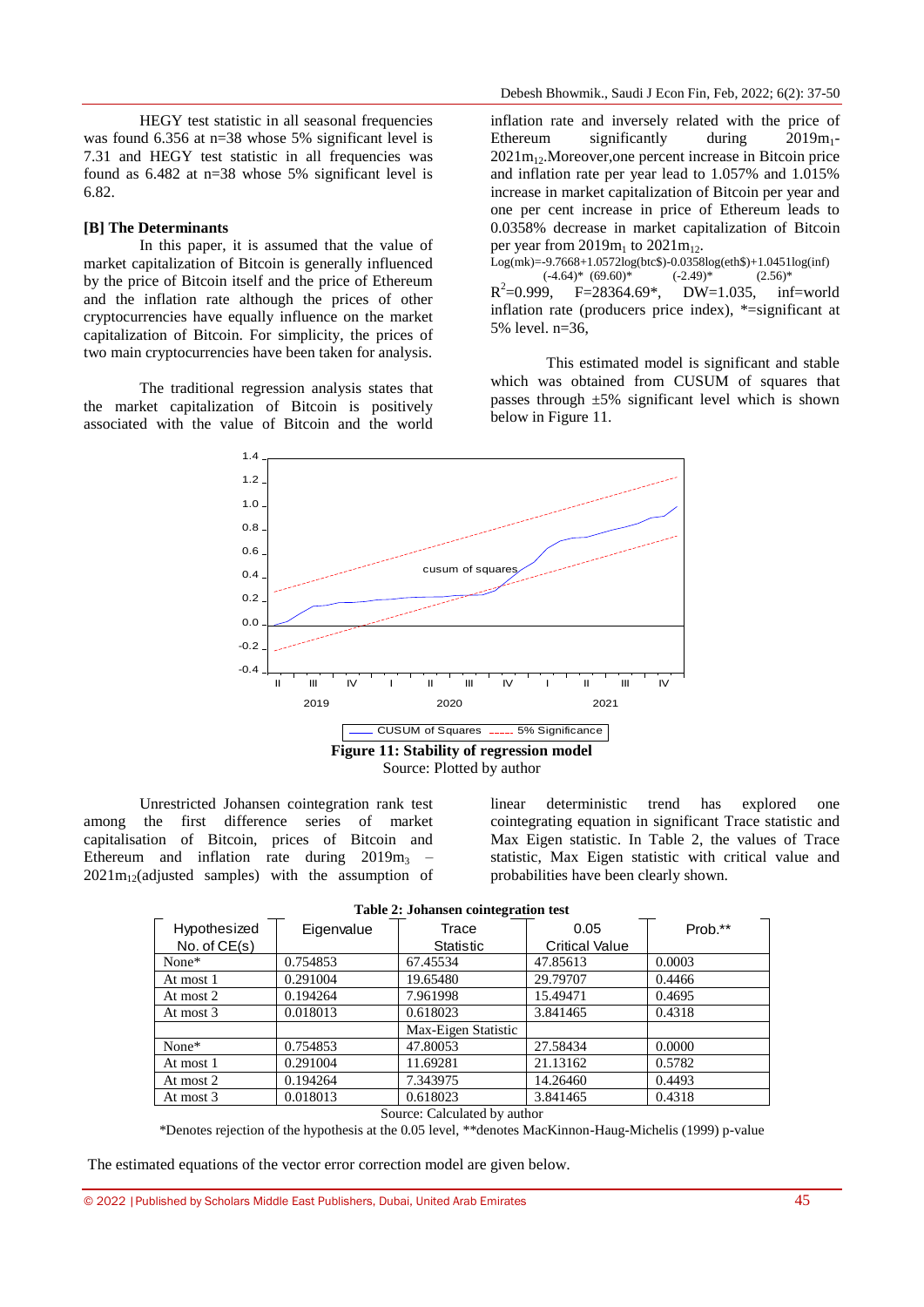HEGY test statistic in all seasonal frequencies was found 6.356 at n=38 whose 5% significant level is 7.31 and HEGY test statistic in all frequencies was found as 6.482 at n=38 whose 5% significant level is 6.82.

### [B] The Determinants

In this paper, it is assumed that the value of market capitalization of Bitcoin is generally influenced by the price of Bitcoin itself and the price of Ethereum and the inflation rate although the prices of other cryptocurrencies have equally influence on the market capitalization of Bitcoin. For simplicity, the prices of two main cryptocurrencies have been taken for analysis.

The traditional regression analysis states that the market capitalization of Bitcoin is positively associated with the value of Bitcoin and the world inflation rate and inversely related with the price of Ethereum significantly during $2019m_1$-$2021m_{12}$. Moreover, one percent increase in Bitcoin price and inflation rate per year lead to 1.057% and 1.015% increase in market capitalization of Bitcoin per year and one per cent increase in price of Ethereum leads to 0.0358% decrease in market capitalization of Bitcoin per year from $2019m_1$ to $2021m_{12}$.

$$\underset{(-4.64)^*}{\text{Log(mk)}=-9.7668}+\underset{(69.60)^*}{1.0572\log(\text{btc\$})}-\underset{(-2.49)^*}{0.0358\log(\text{eth\$})}+\underset{(2.56)^*}{1.0451\log(\text{inf})}$$

$R^2$=0.999, F=28364.69*, DW=1.035, inf=world inflation rate (producers price index), *=significant at 5% level. n=36,

This estimated model is significant and stable which was obtained from CUSUM of squares that passes through ±5% significant level which is shown below in Figure 11.

**Figure 11: Stability of regression model**

Source: Plotted by author

Unrestricted Johansen cointegration rank test among the first difference series of market capitalisation of Bitcoin, prices of Bitcoin and Ethereum and inflation rate during $2019m_3$ – $2021m_{12}$(adjusted samples) with the assumption of linear deterministic trend has explored one cointegrating equation in significant Trace statistic and Max Eigen statistic. In Table 2, the values of Trace statistic, Max Eigen statistic with critical value and probabilities have been clearly shown.

**Table 2: Johansen cointegration test**

| Hypothesized No. of CE(s) | Eigenvalue | Trace Statistic | 0.05 Critical Value | Prob.** |
|---|---|---|---|---|
| None* | 0.754853 | 67.45534 | 47.85613 | 0.0003 |
| At most 1 | 0.291004 | 19.65480 | 29.79707 | 0.4466 |
| At most 2 | 0.194264 | 7.961998 | 15.49471 | 0.4695 |
| At most 3 | 0.018013 | 0.618023 | 3.841465 | 0.4318 |
| | | Max-Eigen Statistic | | |
| None* | 0.754853 | 47.80053 | 27.58434 | 0.0000 |
| At most 1 | 0.291004 | 11.69281 | 21.13162 | 0.5782 |
| At most 2 | 0.194264 | 7.343975 | 14.26460 | 0.4493 |
| At most 3 | 0.018013 | 0.618023 | 3.841465 | 0.4318 |

Source: Calculated by author

*Denotes rejection of the hypothesis at the 0.05 level, **denotes MacKinnon-Haug-Michelis (1999) p-value

The estimated equations of the vector error correction model are given below.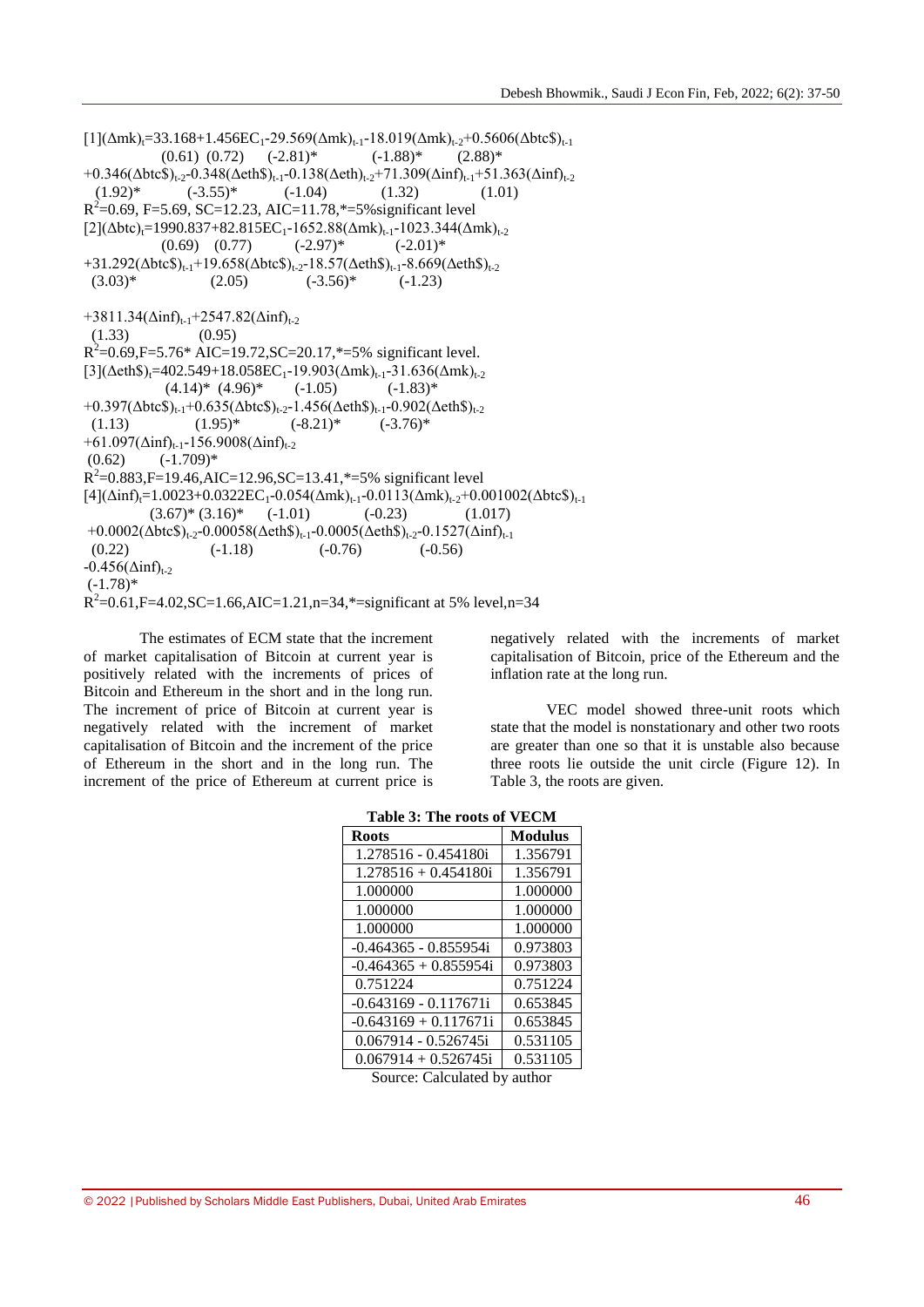$$[1](\Delta mk)_t=33.168+1.456EC_1-29.569(\Delta mk)_{t-1}-18.019(\Delta mk)_{t-2}+0.5606(\Delta btc\$)_{t-1}$$

(0.61) (0.72) (-2.81)* (-1.88)* (2.88)*

$$+0.346(\Delta btc\$)_{t-2}-0.348(\Delta eth\$)_{t-1}-0.138(\Delta eth)_{t-2}+71.309(\Delta inf)_{t-1}+51.363(\Delta inf)_{t-2}$$

(1.92)* (-3.55)* (-1.04) (1.32) (1.01)

$R^2$=0.69, F=5.69, SC=12.23, AIC=11.78,*=5%significant level

$$[2](\Delta btc)_t=1990.837+82.815EC_1-1652.88(\Delta mk)_{t-1}-1023.344(\Delta mk)_{t-2}$$

(0.69) (0.77) (-2.97)* (-2.01)*

$$+31.292(\Delta btc\$)_{t-1}+19.658(\Delta btc\$)_{t-2}-18.57(\Delta eth\$)_{t-1}-8.669(\Delta eth\$)_{t-2}$$

(3.03)* (2.05) (-3.56)* (-1.23)

$$+3811.34(\Delta inf)_{t-1}+2547.82(\Delta inf)_{t-2}$$

(1.33) (0.95)

$R^2$=0.69,F=5.76* AIC=19.72,SC=20.17,*=5% significant level.

$$[3](\Delta eth\$)_t=402.549+18.058EC_1-19.903(\Delta mk)_{t-1}-31.636(\Delta mk)_{t-2}$$

(4.14)* (4.96)* (-1.05) (-1.83)*

$$+0.397(\Delta btc\$)_{t-1}+0.635(\Delta btc\$)_{t-2}-1.456(\Delta eth\$)_{t-1}-0.902(\Delta eth\$)_{t-2}$$

(1.13) (1.95)* (-8.21)* (-3.76)*

$$+61.097(\Delta inf)_{t-1}-156.9008(\Delta inf)_{t-2}$$

(0.62) (-1.709)*

$R^2$=0.883,F=19.46,AIC=12.96,SC=13.41,*=5% significant level

$$[4](\Delta inf)_t=1.0023+0.0322EC_1-0.054(\Delta mk)_{t-1}-0.0113(\Delta mk)_{t-2}+0.001002(\Delta btc\$)_{t-1}$$

(3.67)* (3.16)* (-1.01) (-0.23) (1.017)

$$+0.0002(\Delta btc\$)_{t-2}-0.00058(\Delta eth\$)_{t-1}-0.0005(\Delta eth\$)_{t-2}-0.1527(\Delta inf)_{t-1}$$

(0.22) (-1.18) (-0.76) (-0.56)

$$-0.456(\Delta inf)_{t-2}$$

(-1.78)*

$R^2$=0.61,F=4.02,SC=1.66,AIC=1.21,n=34,*=significant at 5% level,n=34

The estimates of ECM state that the increment of market capitalisation of Bitcoin at current year is positively related with the increments of prices of Bitcoin and Ethereum in the short and in the long run. The increment of price of Bitcoin at current year is negatively related with the increment of market capitalisation of Bitcoin and the increment of the price of Ethereum in the short and in the long run. The increment of the price of Ethereum at current price is negatively related with the increments of market capitalisation of Bitcoin, price of the Ethereum and the inflation rate at the long run.

VEC model showed three-unit roots which state that the model is nonstationary and other two roots are greater than one so that it is unstable also because three roots lie outside the unit circle (Figure 12). In Table 3, the roots are given.

**Table 3: The roots of VECM**

| Roots | Modulus |
|---|---|
| 1.278516 - 0.454180i | 1.356791 |
| 1.278516 + 0.454180i | 1.356791 |
| 1.000000 | 1.000000 |
| 1.000000 | 1.000000 |
| 1.000000 | 1.000000 |
| -0.464365 - 0.855954i | 0.973803 |
| -0.464365 + 0.855954i | 0.973803 |
| 0.751224 | 0.751224 |
| -0.643169 - 0.117671i | 0.653845 |
| -0.643169 + 0.117671i | 0.653845 |
| 0.067914 - 0.526745i | 0.531105 |
| 0.067914 + 0.526745i | 0.531105 |

Source: Calculated by author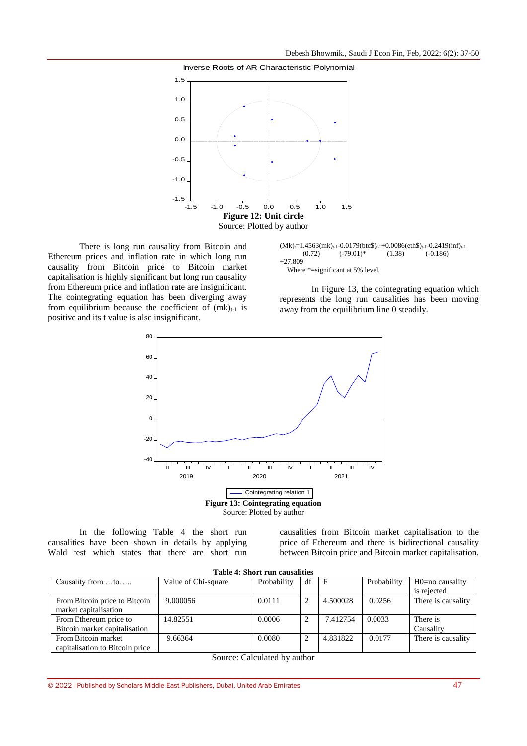**Figure 12: Unit circle**

Source: Plotted by author

There is long run causality from Bitcoin and Ethereum prices and inflation rate in which long run causality from Bitcoin price to Bitcoin market capitalisation is highly significant but long run causality from Ethereum price and inflation rate are insignificant. The cointegrating equation has been diverging away from equilibrium because the coefficient of $(mk)_{t-1}$ is positive and its t value is also insignificant.

$$(Mk)_t = 1.4563(mk)_{t-1} - 0.0179(btc\$)_{t-1} + 0.0086(eth\$)_{t-1} - 0.2419(inf)_{t-1} + 27.809$$

(0.72) (-79.01)* (1.38) (-0.186)

Where *=significant at 5% level.

In Figure 13, the cointegrating equation which represents the long run causalities has been moving away from the equilibrium line 0 steadily.

**Figure 13: Cointegrating equation**

Source: Plotted by author

In the following Table 4 the short run causalities have been shown in details by applying Wald test which states that there are short run causalities from Bitcoin market capitalisation to the price of Ethereum and there is bidirectional causality between Bitcoin price and Bitcoin market capitalisation.

**Table 4: Short run causalities**

| Causality from …to….. | Value of Chi-square | Probability | df | F | Probability | H0=no causality is rejected |
|---|---|---|---|---|---|---|
| From Bitcoin price to Bitcoin market capitalisation | 9.000056 | 0.0111 | 2 | 4.500028 | 0.0256 | There is causality |
| From Ethereum price to Bitcoin market capitalisation | 14.82551 | 0.0006 | 2 | 7.412754 | 0.0033 | There is Causality |
| From Bitcoin market capitalisation to Bitcoin price | 9.66364 | 0.0080 | 2 | 4.831822 | 0.0177 | There is causality |

Source: Calculated by author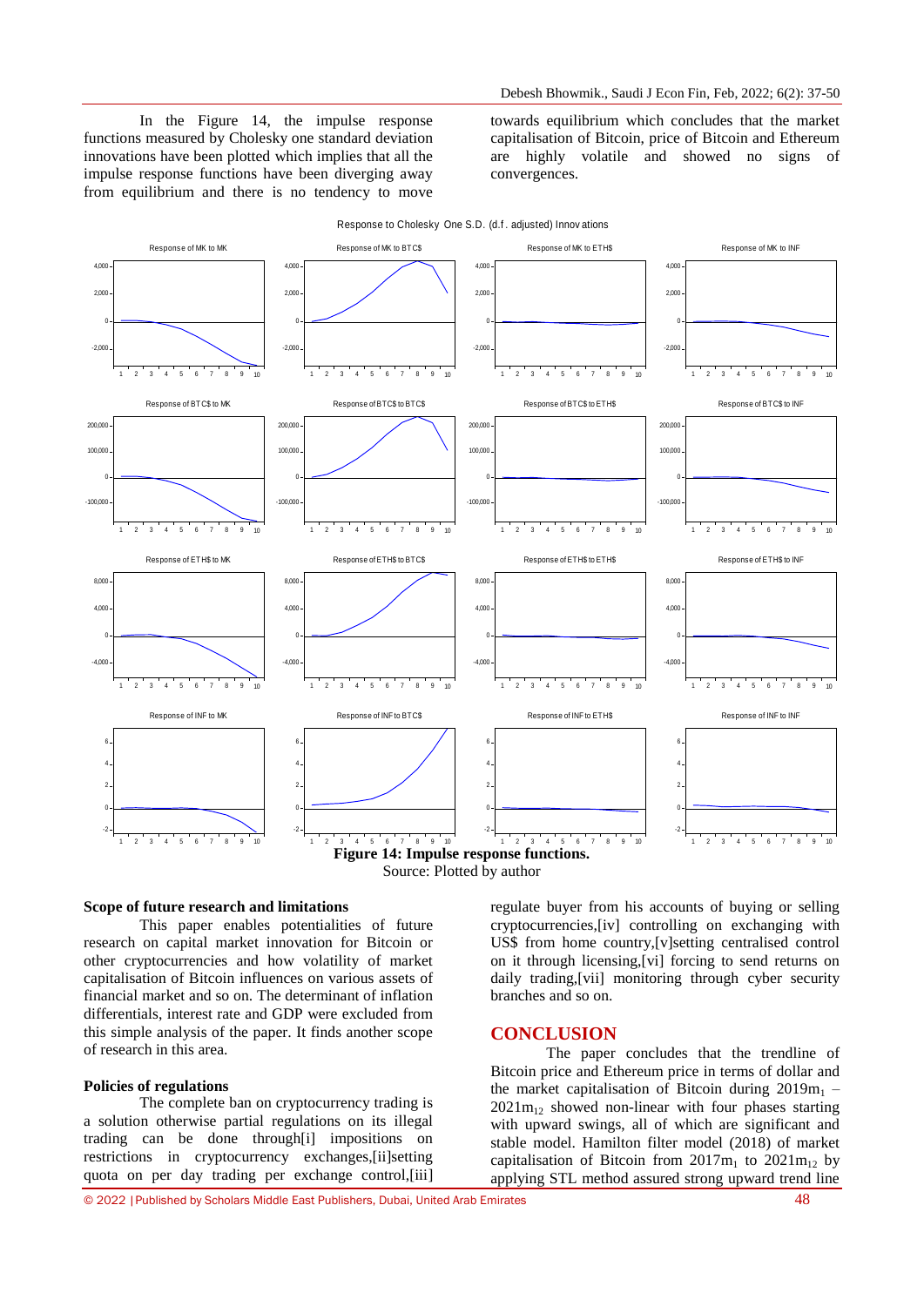In the Figure 14, the impulse response functions measured by Cholesky one standard deviation innovations have been plotted which implies that all the impulse response functions have been diverging away from equilibrium and there is no tendency to move towards equilibrium which concludes that the market capitalisation of Bitcoin, price of Bitcoin and Ethereum are highly volatile and showed no signs of convergences.

**Figure 14: Impulse response functions.**

Source: Plotted by author

**Scope of future research and limitations**

This paper enables potentialities of future research on capital market innovation for Bitcoin or other cryptocurrencies and how volatility of market capitalisation of Bitcoin influences on various assets of financial market and so on. The determinant of inflation differentials, interest rate and GDP were excluded from this simple analysis of the paper. It finds another scope of research in this area.

**Policies of regulations**

The complete ban on cryptocurrency trading is a solution otherwise partial regulations on its illegal trading can be done through[i] impositions on restrictions in cryptocurrency exchanges,[ii]setting quota on per day trading per exchange control,[iii] regulate buyer from his accounts of buying or selling cryptocurrencies,[iv] controlling on exchanging with US$ from home country,[v]setting centralised control on it through licensing,[vi] forcing to send returns on daily trading,[vii] monitoring through cyber security branches and so on.

## CONCLUSION

The paper concludes that the trendline of Bitcoin price and Ethereum price in terms of dollar and the market capitalisation of Bitcoin during $2019m_1$ – $2021m_{12}$ showed non-linear with four phases starting with upward swings, all of which are significant and stable model. Hamilton filter model (2018) of market capitalisation of Bitcoin from $2017m_1$ to $2021m_{12}$ by applying STL method assured strong upward trend line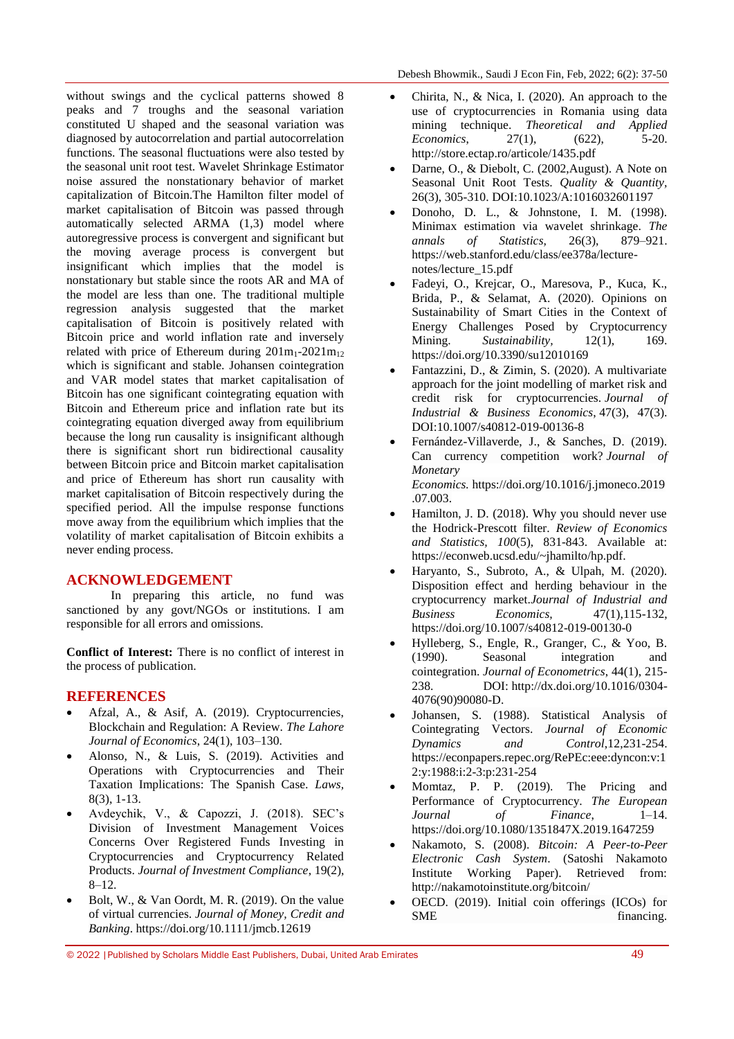without swings and the cyclical patterns showed 8 peaks and 7 troughs and the seasonal variation constituted U shaped and the seasonal variation was diagnosed by autocorrelation and partial autocorrelation functions. The seasonal fluctuations were also tested by the seasonal unit root test. Wavelet Shrinkage Estimator noise assured the nonstationary behavior of market capitalization of Bitcoin.The Hamilton filter model of market capitalisation of Bitcoin was passed through automatically selected ARMA (1,3) model where autoregressive process is convergent and significant but the moving average process is convergent but insignificant which implies that the model is nonstationary but stable since the roots AR and MA of the model are less than one. The traditional multiple regression analysis suggested that the market capitalisation of Bitcoin is positively related with Bitcoin price and world inflation rate and inversely related with price of Ethereum during $201m_1$-$2021m_{12}$ which is significant and stable. Johansen cointegration and VAR model states that market capitalisation of Bitcoin has one significant cointegrating equation with Bitcoin and Ethereum price and inflation rate but its cointegrating equation diverged away from equilibrium because the long run causality is insignificant although there is significant short run bidirectional causality between Bitcoin price and Bitcoin market capitalisation and price of Ethereum has short run causality with market capitalisation of Bitcoin respectively during the specified period. All the impulse response functions move away from the equilibrium which implies that the volatility of market capitalisation of Bitcoin exhibits a never ending process.

## ACKNOWLEDGEMENT

In preparing this article, no fund was sanctioned by any govt/NGOs or institutions. I am responsible for all errors and omissions.

**Conflict of Interest:** There is no conflict of interest in the process of publication.

## REFERENCES

- Afzal, A., & Asif, A. (2019). Cryptocurrencies, Blockchain and Regulation: A Review. *The Lahore Journal of Economics*, 24(1), 103–130.
- Alonso, N., & Luis, S. (2019). Activities and Operations with Cryptocurrencies and Their Taxation Implications: The Spanish Case. *Laws,* 8(3), 1-13.
- Avdeychik, V., & Capozzi, J. (2018). SEC's Division of Investment Management Voices Concerns Over Registered Funds Investing in Cryptocurrencies and Cryptocurrency Related Products. *Journal of Investment Compliance*, 19(2), 8–12.
- Bolt, W., & Van Oordt, M. R. (2019). On the value of virtual currencies. *Journal of Money, Credit and Banking*. https://doi.org/10.1111/jmcb.12619
- Chirita, N., & Nica, I. (2020). An approach to the use of cryptocurrencies in Romania using data mining technique. *Theoretical and Applied Economics*, 27(1), (622), 5-20. http://store.ectap.ro/articole/1435.pdf
- Darne, O., & Diebolt, C. (2002,August). A Note on Seasonal Unit Root Tests. *Quality & Quantity*, 26(3), 305-310. DOI:10.1023/A:1016032601197
- Donoho, D. L., & Johnstone, I. M. (1998). Minimax estimation via wavelet shrinkage. *The annals of Statistics,* 26(3), 879–921. https://web.stanford.edu/class/ee378a/lecture-notes/lecture_15.pdf
- Fadeyi, O., Krejcar, O., Maresova, P., Kuca, K., Brida, P., & Selamat, A. (2020). Opinions on Sustainability of Smart Cities in the Context of Energy Challenges Posed by Cryptocurrency Mining. *Sustainability,* 12(1), 169. https://doi.org/10.3390/su12010169
- Fantazzini, D., & Zimin, S. (2020). A multivariate approach for the joint modelling of market risk and credit risk for cryptocurrencies. *Journal of Industrial & Business Economics*, 47(3), 47(3). DOI:10.1007/s40812-019-00136-8
- Fernández-Villaverde, J., & Sanches, D. (2019). Can currency competition work? *Journal of Monetary Economics.* https://doi.org/10.1016/j.jmoneco.2019.07.003.
- Hamilton, J. D. (2018). Why you should never use the Hodrick-Prescott filter. *Review of Economics and Statistics, 100*(5), 831-843. Available at: https://econweb.ucsd.edu/~jhamilto/hp.pdf.
- Haryanto, S., Subroto, A., & Ulpah, M. (2020). Disposition effect and herding behaviour in the cryptocurrency market.*Journal of Industrial and Business Economics,* 47(1),115-132, https://doi.org/10.1007/s40812-019-00130-0
- Hylleberg, S., Engle, R., Granger, C., & Yoo, B. (1990). Seasonal integration and cointegration. *Journal of Econometrics*, 44(1), 215-238. DOI: http://dx.doi.org/10.1016/0304-4076(90)90080-D.
- Johansen, S. (1988). Statistical Analysis of Cointegrating Vectors. *Journal of Economic Dynamics and Control*,12,231-254. https://econpapers.repec.org/RePEc:eee:dyncon:v:12:y:1988:i:2-3:p:231-254
- Momtaz, P. P. (2019). The Pricing and Performance of Cryptocurrency. *The European Journal of Finance,* 1–14. https://doi.org/10.1080/1351847X.2019.1647259
- Nakamoto, S. (2008). *Bitcoin: A Peer-to-Peer Electronic Cash System*. (Satoshi Nakamoto Institute Working Paper). Retrieved from: http://nakamotoinstitute.org/bitcoin/
- OECD. (2019). Initial coin offerings (ICOs) for SME financing.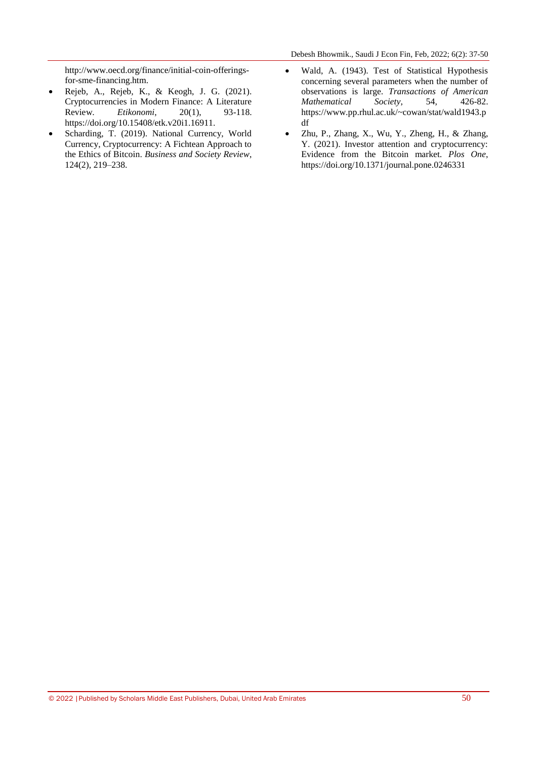http://www.oecd.org/finance/initial-coin-offerings-for-sme-financing.htm.

- Rejeb, A., Rejeb, K., & Keogh, J. G. (2021). Cryptocurrencies in Modern Finance: A Literature Review. *Etikonomi*, 20(1), 93-118. https://doi.org/10.15408/etk.v20i1.16911.
- Scharding, T. (2019). National Currency, World Currency, Cryptocurrency: A Fichtean Approach to the Ethics of Bitcoin. *Business and Society Review*, 124(2), 219–238.
- Wald, A. (1943). Test of Statistical Hypothesis concerning several parameters when the number of observations is large. *Transactions of American Mathematical Society*, 54, 426-82. https://www.pp.rhul.ac.uk/~cowan/stat/wald1943.pdf
- Zhu, P., Zhang, X., Wu, Y., Zheng, H., & Zhang, Y. (2021). Investor attention and cryptocurrency: Evidence from the Bitcoin market. *Plos One*, https://doi.org/10.1371/journal.pone.0246331